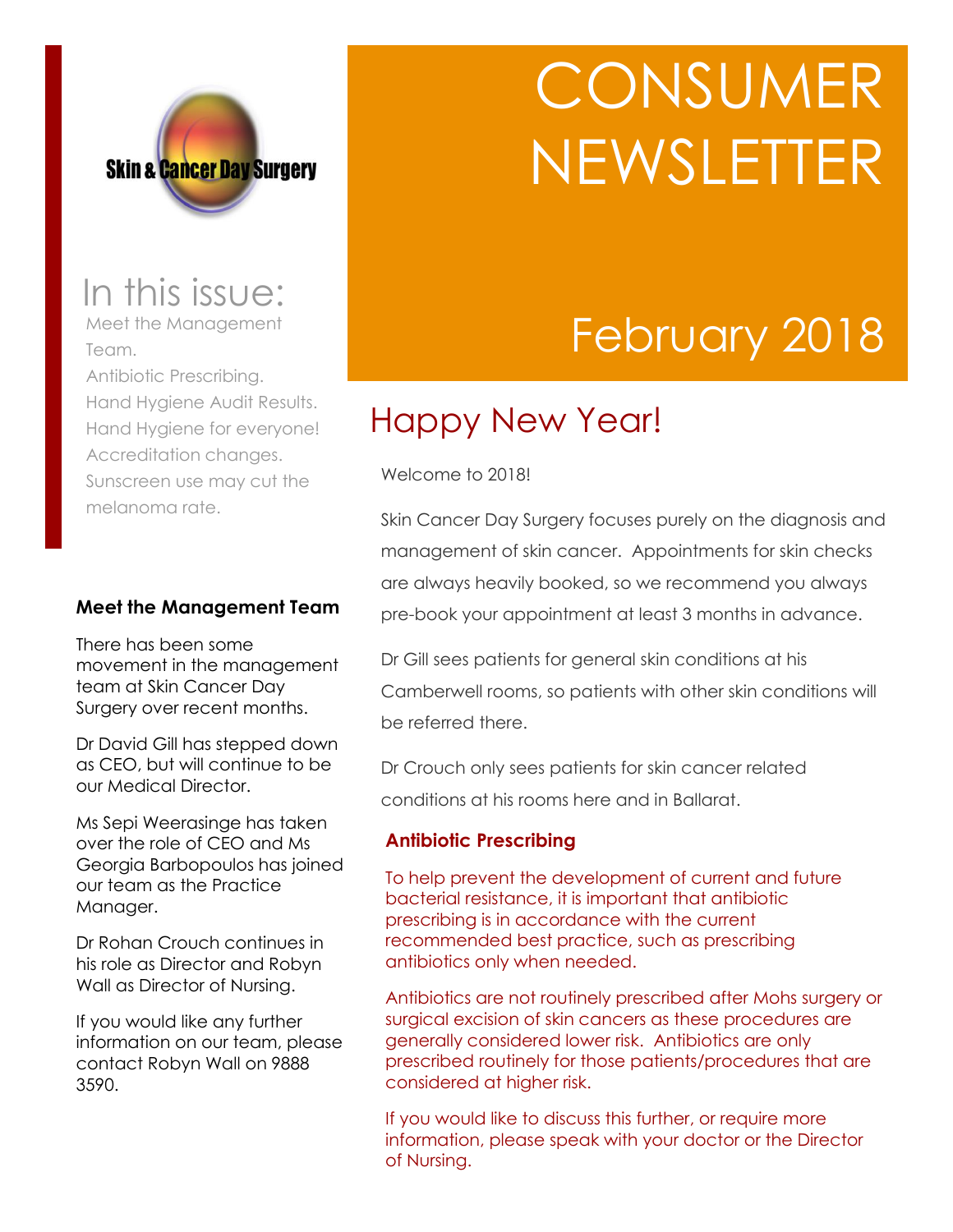Skin & Cancer Day Surgery

# CONSUMER NEWSLETTER

## February 2018

## In this issue:

Meet the Management Team.
Antibiotic Prescribing.
Hand Hygiene Audit Results.
Hand Hygiene for everyone!
Accreditation changes.
Sunscreen use may cut the melanoma rate.

## Happy New Year!

Welcome to 2018!

Skin Cancer Day Surgery focuses purely on the diagnosis and management of skin cancer. Appointments for skin checks are always heavily booked, so we recommend you always pre-book your appointment at least 3 months in advance.

Dr Gill sees patients for general skin conditions at his Camberwell rooms, so patients with other skin conditions will be referred there.

Dr Crouch only sees patients for skin cancer related conditions at his rooms here and in Ballarat.

### Meet the Management Team

There has been some movement in the management team at Skin Cancer Day Surgery over recent months.

Dr David Gill has stepped down as CEO, but will continue to be our Medical Director.

Ms Sepi Weerasinge has taken over the role of CEO and Ms Georgia Barbopoulos has joined our team as the Practice Manager.

Dr Rohan Crouch continues in his role as Director and Robyn Wall as Director of Nursing.

If you would like any further information on our team, please contact Robyn Wall on 9888 3590.

### Antibiotic Prescribing

To help prevent the development of current and future bacterial resistance, it is important that antibiotic prescribing is in accordance with the current recommended best practice, such as prescribing antibiotics only when needed.

Antibiotics are not routinely prescribed after Mohs surgery or surgical excision of skin cancers as these procedures are generally considered lower risk. Antibiotics are only prescribed routinely for those patients/procedures that are considered at higher risk.

If you would like to discuss this further, or require more information, please speak with your doctor or the Director of Nursing.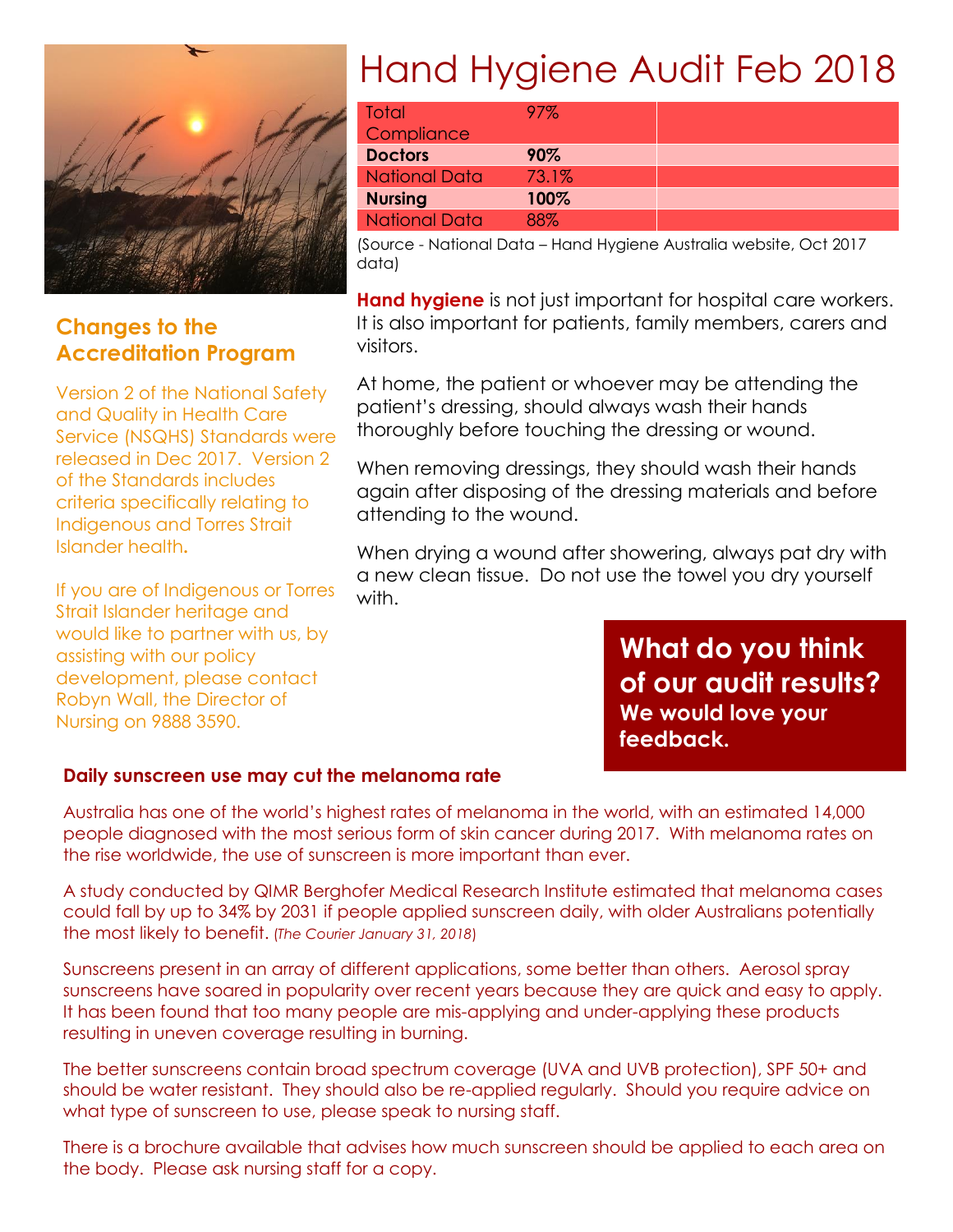# Hand Hygiene Audit Feb 2018

| | | |
|---|---|---|
| Total Compliance | 97% | |
| **Doctors** | **90%** | |
| National Data | 73.1% | |
| **Nursing** | **100%** | |
| National Data | 88% | |

(Source - National Data – Hand Hygiene Australia website, Oct 2017 data)

**Hand hygiene** is not just important for hospital care workers. It is also important for patients, family members, carers and visitors.

At home, the patient or whoever may be attending the patient's dressing, should always wash their hands thoroughly before touching the dressing or wound.

When removing dressings, they should wash their hands again after disposing of the dressing materials and before attending to the wound.

When drying a wound after showering, always pat dry with a new clean tissue. Do not use the towel you dry yourself with.

**What do you think of our audit results?**
**We would love your feedback.**

## Changes to the Accreditation Program

Version 2 of the National Safety and Quality in Health Care Service (NSQHS) Standards were released in Dec 2017. Version 2 of the Standards includes criteria specifically relating to Indigenous and Torres Strait Islander health.

If you are of Indigenous or Torres Strait Islander heritage and would like to partner with us, by assisting with our policy development, please contact Robyn Wall, the Director of Nursing on 9888 3590.

## Daily sunscreen use may cut the melanoma rate

Australia has one of the world's highest rates of melanoma in the world, with an estimated 14,000 people diagnosed with the most serious form of skin cancer during 2017. With melanoma rates on the rise worldwide, the use of sunscreen is more important than ever.

A study conducted by QIMR Berghofer Medical Research Institute estimated that melanoma cases could fall by up to 34% by 2031 if people applied sunscreen daily, with older Australians potentially the most likely to benefit. (*The Courier January 31, 2018*)

Sunscreens present in an array of different applications, some better than others. Aerosol spray sunscreens have soared in popularity over recent years because they are quick and easy to apply. It has been found that too many people are mis-applying and under-applying these products resulting in uneven coverage resulting in burning.

The better sunscreens contain broad spectrum coverage (UVA and UVB protection), SPF 50+ and should be water resistant. They should also be re-applied regularly. Should you require advice on what type of sunscreen to use, please speak to nursing staff.

There is a brochure available that advises how much sunscreen should be applied to each area on the body. Please ask nursing staff for a copy.